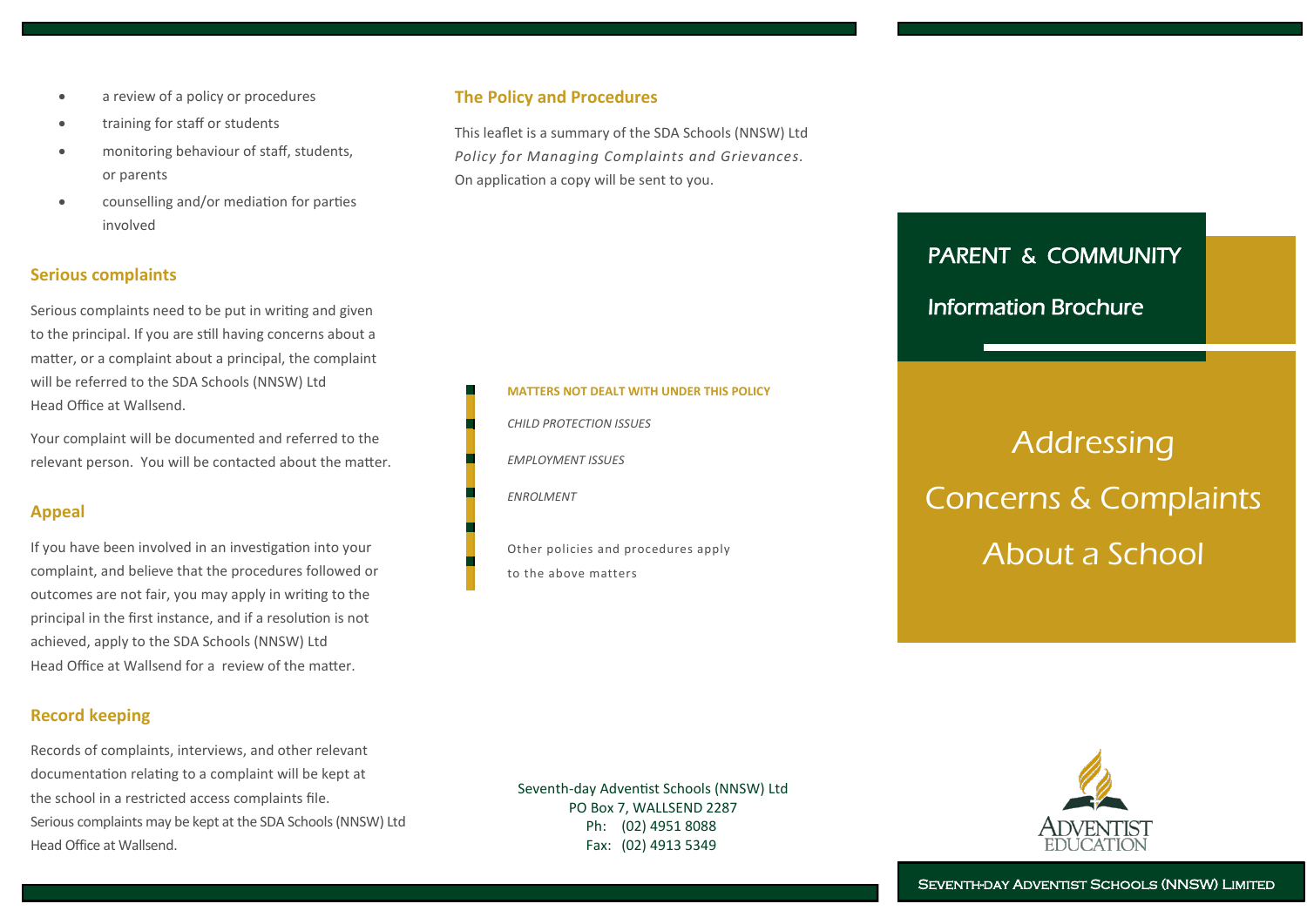- a review of a policy or procedures
- training for staff or students
- monitoring behaviour of staff, students, or parents
- counselling and/or mediation for parties involved

## Serious complaints

Serious complaints need to be put in writing and given to the principal. If you are still having concerns about a matter, or a complaint about a principal, the complaint will be referred to the SDA Schools (NNSW) Ltd Head Office at Wallsend.

Your complaint will be documented and referred to the relevant person. You will be contacted about the matter.

## Appeal

If you have been involved in an investigation into your complaint, and believe that the procedures followed or outcomes are not fair, you may apply in writing to the principal in the first instance, and if a resolution is not achieved, apply to the SDA Schools (NNSW) Ltd Head Office at Wallsend for a review of the matter.

## Record keeping

Records of complaints, interviews, and other relevant documentation relating to a complaint will be kept at the school in a restricted access complaints file. Serious complaints may be kept at the SDA Schools (NNSW) Ltd Head Office at Wallsend.

## The Policy and Procedures

This leaflet is a summary of the SDA Schools (NNSW) Ltd *Policy for Managing Complaints and Grievances.* On application a copy will be sent to you.

**MATTERS NOT DEALT WITH UNDER THIS POLICY**

*CHILD PROTECTION ISSUES*

*EMPLOYMENT ISSUES*

*ENROLMENT*

Other policies and procedures apply to the above matters

Seventh-day Adventist Schools (NNSW) Ltd
PO Box 7, WALLSEND 2287
Ph: (02) 4951 8088
Fax: (02) 4913 5349

PARENT & COMMUNITY

Information Brochure

# Addressing Concerns & Complaints About a School

ADVENTIST EDUCATION

SEVENTH-DAY ADVENTIST SCHOOLS (NNSW) LIMITED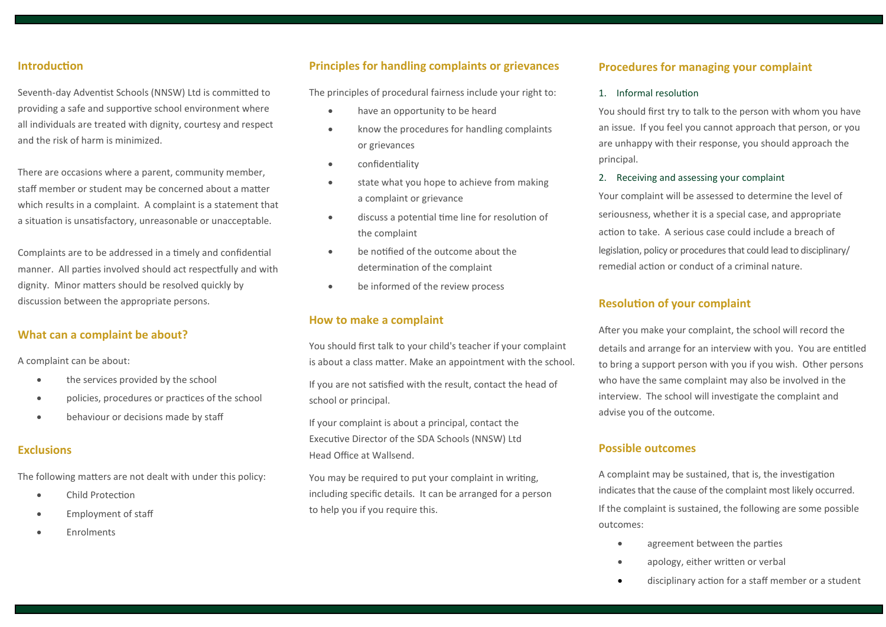## Introduction

Seventh-day Adventist Schools (NNSW) Ltd is committed to providing a safe and supportive school environment where all individuals are treated with dignity, courtesy and respect and the risk of harm is minimized.

There are occasions where a parent, community member, staff member or student may be concerned about a matter which results in a complaint. A complaint is a statement that a situation is unsatisfactory, unreasonable or unacceptable.

Complaints are to be addressed in a timely and confidential manner. All parties involved should act respectfully and with dignity. Minor matters should be resolved quickly by discussion between the appropriate persons.

## What can a complaint be about?

A complaint can be about:

- the services provided by the school
- policies, procedures or practices of the school
- behaviour or decisions made by staff

## Exclusions

The following matters are not dealt with under this policy:

- Child Protection
- Employment of staff
- Enrolments

## Principles for handling complaints or grievances

The principles of procedural fairness include your right to:

- have an opportunity to be heard
- know the procedures for handling complaints or grievances
- confidentiality
- state what you hope to achieve from making a complaint or grievance
- discuss a potential time line for resolution of the complaint
- be notified of the outcome about the determination of the complaint
- be informed of the review process

## How to make a complaint

You should first talk to your child's teacher if your complaint is about a class matter. Make an appointment with the school.

If you are not satisfied with the result, contact the head of school or principal.

If your complaint is about a principal, contact the Executive Director of the SDA Schools (NNSW) Ltd Head Office at Wallsend.

You may be required to put your complaint in writing, including specific details. It can be arranged for a person to help you if you require this.

## Procedures for managing your complaint

1. Informal resolution

You should first try to talk to the person with whom you have an issue. If you feel you cannot approach that person, or you are unhappy with their response, you should approach the principal.

2. Receiving and assessing your complaint

Your complaint will be assessed to determine the level of seriousness, whether it is a special case, and appropriate action to take. A serious case could include a breach of legislation, policy or procedures that could lead to disciplinary/ remedial action or conduct of a criminal nature.

## Resolution of your complaint

After you make your complaint, the school will record the details and arrange for an interview with you. You are entitled to bring a support person with you if you wish. Other persons who have the same complaint may also be involved in the interview. The school will investigate the complaint and advise you of the outcome.

## Possible outcomes

A complaint may be sustained, that is, the investigation indicates that the cause of the complaint most likely occurred. If the complaint is sustained, the following are some possible outcomes:

- agreement between the parties
- apology, either written or verbal
- disciplinary action for a staff member or a student